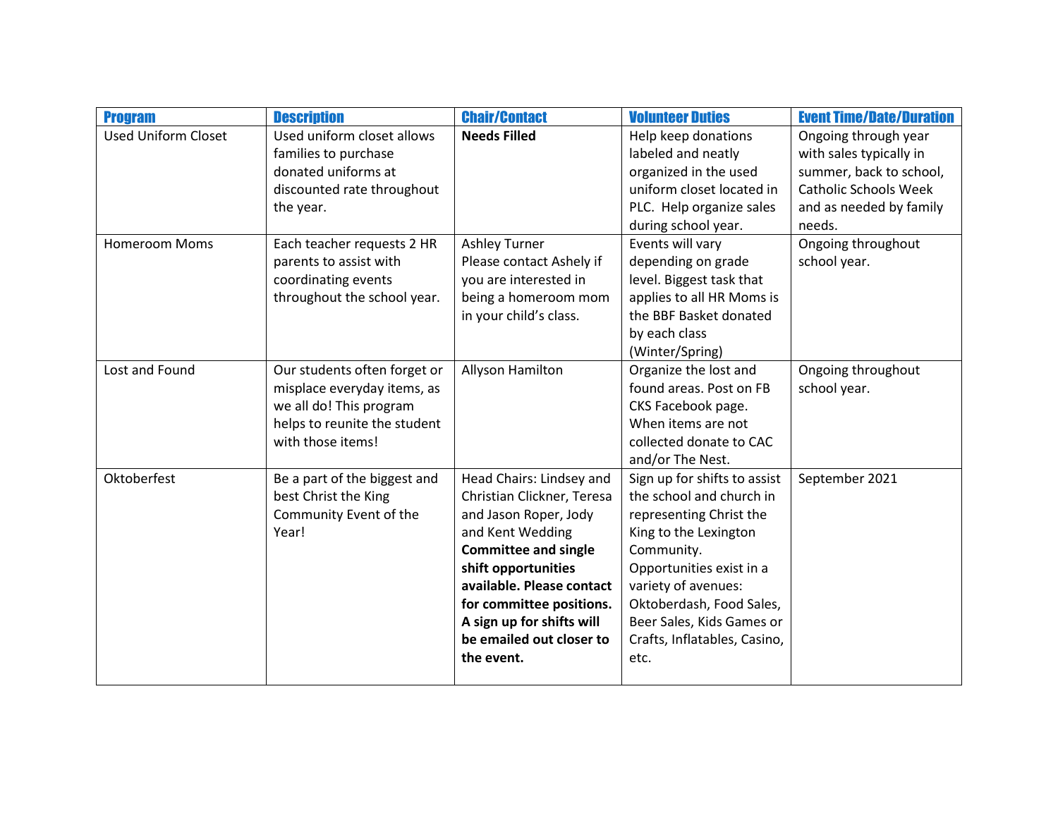| Program | Description | Chair/Contact | Volunteer Duties | Event Time/Date/Duration |
| --- | --- | --- | --- | --- |
| Used Uniform Closet | Used uniform closet allows families to purchase donated uniforms at discounted rate throughout the year. | **Needs Filled** | Help keep donations labeled and neatly organized in the used uniform closet located in PLC. Help organize sales during school year. | Ongoing through year with sales typically in summer, back to school, Catholic Schools Week and as needed by family needs. |
| Homeroom Moms | Each teacher requests 2 HR parents to assist with coordinating events throughout the school year. | Ashley Turner<br>Please contact Ashely if you are interested in being a homeroom mom in your child's class. | Events will vary depending on grade level. Biggest task that applies to all HR Moms is the BBF Basket donated by each class (Winter/Spring) | Ongoing throughout school year. |
| Lost and Found | Our students often forget or misplace everyday items, as we all do! This program helps to reunite the student with those items! | Allyson Hamilton | Organize the lost and found areas. Post on FB CKS Facebook page. When items are not collected donate to CAC and/or The Nest. | Ongoing throughout school year. |
| Oktoberfest | Be a part of the biggest and best Christ the King Community Event of the Year! | Head Chairs: Lindsey and Christian Clickner, Teresa and Jason Roper, Jody and Kent Wedding<br>**Committee and single shift opportunities available. Please contact for committee positions. A sign up for shifts will be emailed out closer to the event.** | Sign up for shifts to assist the school and church in representing Christ the King to the Lexington Community. Opportunities exist in a variety of avenues: Oktoberdash, Food Sales, Beer Sales, Kids Games or Crafts, Inflatables, Casino, etc. | September 2021 |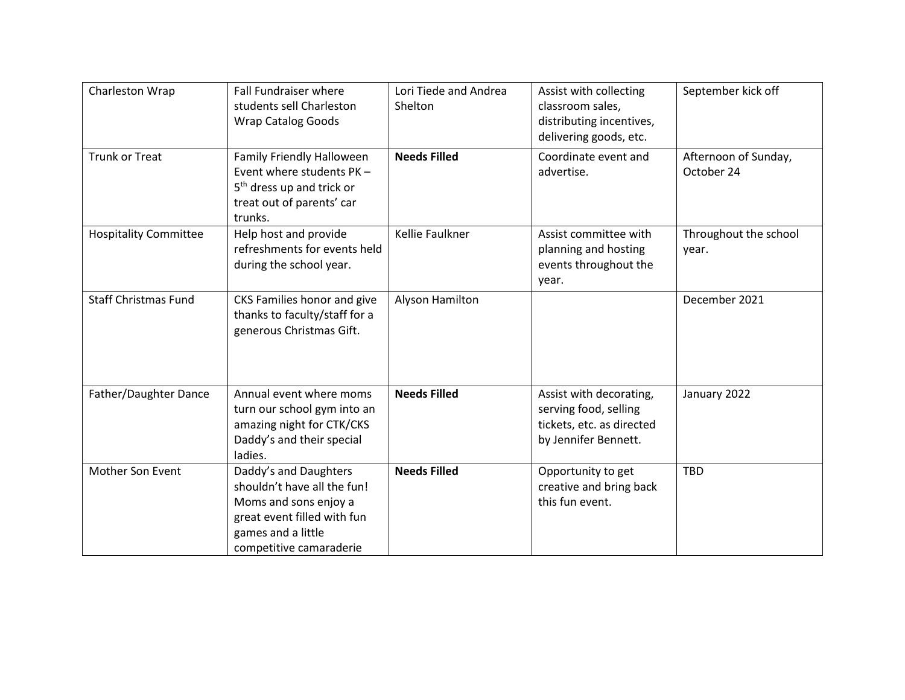| Charleston Wrap | Fall Fundraiser where students sell Charleston Wrap Catalog Goods | Lori Tiede and Andrea Shelton | Assist with collecting classroom sales, distributing incentives, delivering goods, etc. | September kick off |
|---|---|---|---|---|
| Trunk or Treat | Family Friendly Halloween Event where students PK – 5th dress up and trick or treat out of parents' car trunks. | **Needs Filled** | Coordinate event and advertise. | Afternoon of Sunday, October 24 |
| Hospitality Committee | Help host and provide refreshments for events held during the school year. | Kellie Faulkner | Assist committee with planning and hosting events throughout the year. | Throughout the school year. |
| Staff Christmas Fund | CKS Families honor and give thanks to faculty/staff for a generous Christmas Gift. | Alyson Hamilton | | December 2021 |
| Father/Daughter Dance | Annual event where moms turn our school gym into an amazing night for CTK/CKS Daddy's and their special ladies. | **Needs Filled** | Assist with decorating, serving food, selling tickets, etc. as directed by Jennifer Bennett. | January 2022 |
| Mother Son Event | Daddy's and Daughters shouldn't have all the fun! Moms and sons enjoy a great event filled with fun games and a little competitive camaraderie | **Needs Filled** | Opportunity to get creative and bring back this fun event. | TBD |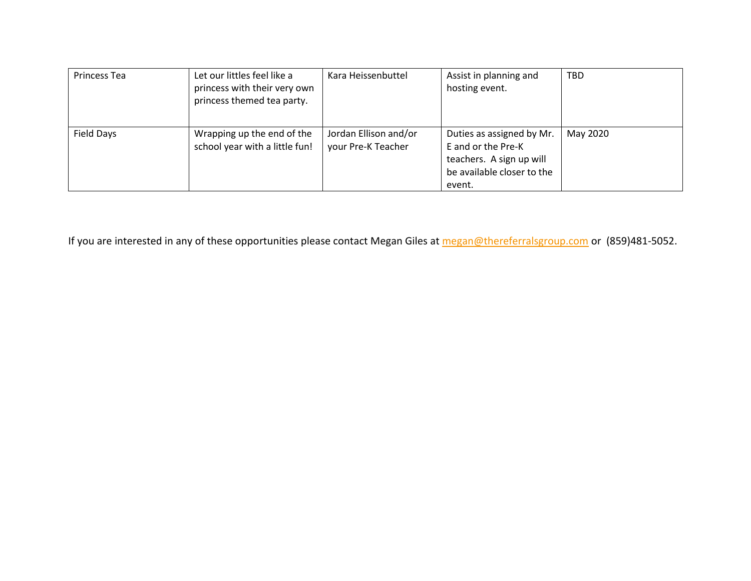| | | | | |
|---|---|---|---|---|
| Princess Tea | Let our littles feel like a princess with their very own princess themed tea party. | Kara Heissenbuttel | Assist in planning and hosting event. | TBD |
| Field Days | Wrapping up the end of the school year with a little fun! | Jordan Ellison and/or your Pre-K Teacher | Duties as assigned by Mr. E and or the Pre-K teachers. A sign up will be available closer to the event. | May 2020 |

If you are interested in any of these opportunities please contact Megan Giles at megan@thereferralsgroup.com or (859)481-5052.